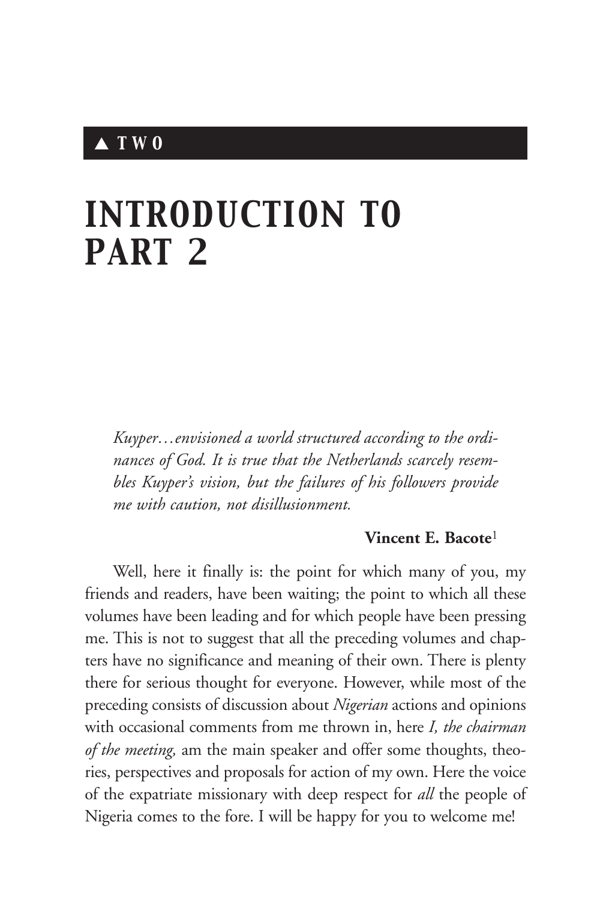▲ TWO

# INTRODUCTION TO PART 2

> *Kuyper…envisioned a world structured according to the ordinances of God. It is true that the Netherlands scarcely resembles Kuyper's vision, but the failures of his followers provide me with caution, not disillusionment.*
>
> **Vincent E. Bacote**[1]

Well, here it finally is: the point for which many of you, my friends and readers, have been waiting; the point to which all these volumes have been leading and for which people have been pressing me. This is not to suggest that all the preceding volumes and chapters have no significance and meaning of their own. There is plenty there for serious thought for everyone. However, while most of the preceding consists of discussion about *Nigerian* actions and opinions with occasional comments from me thrown in, here *I, the chairman of the meeting,* am the main speaker and offer some thoughts, theories, perspectives and proposals for action of my own. Here the voice of the expatriate missionary with deep respect for *all* the people of Nigeria comes to the fore. I will be happy for you to welcome me!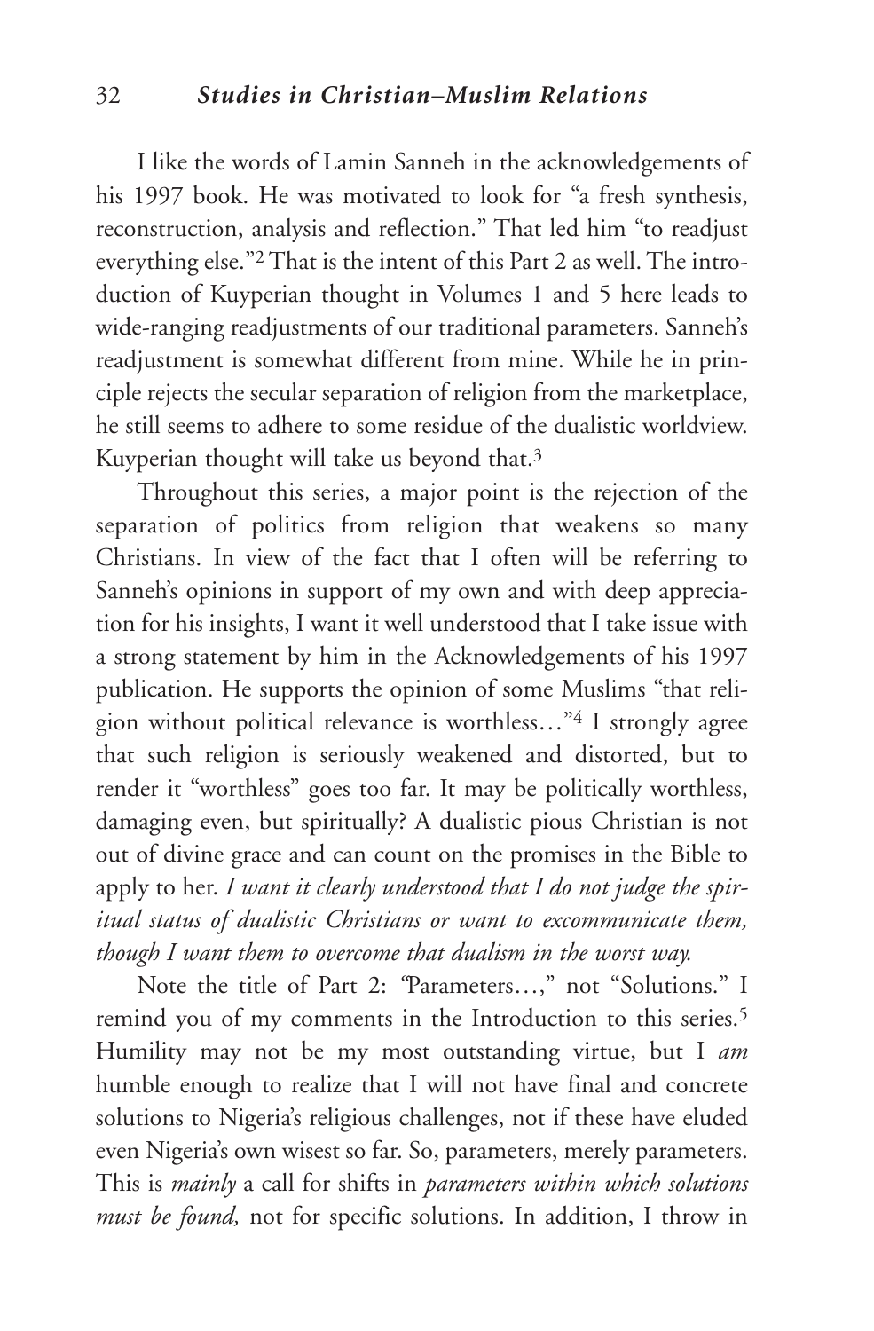I like the words of Lamin Sanneh in the acknowledgements of his 1997 book. He was motivated to look for "a fresh synthesis, reconstruction, analysis and reflection." That led him "to readjust everything else."[2] That is the intent of this Part 2 as well. The introduction of Kuyperian thought in Volumes 1 and 5 here leads to wide-ranging readjustments of our traditional parameters. Sanneh's readjustment is somewhat different from mine. While he in principle rejects the secular separation of religion from the marketplace, he still seems to adhere to some residue of the dualistic worldview. Kuyperian thought will take us beyond that.[3]

Throughout this series, a major point is the rejection of the separation of politics from religion that weakens so many Christians. In view of the fact that I often will be referring to Sanneh's opinions in support of my own and with deep appreciation for his insights, I want it well understood that I take issue with a strong statement by him in the Acknowledgements of his 1997 publication. He supports the opinion of some Muslims "that religion without political relevance is worthless…"[4] I strongly agree that such religion is seriously weakened and distorted, but to render it "worthless" goes too far. It may be politically worthless, damaging even, but spiritually? A dualistic pious Christian is not out of divine grace and can count on the promises in the Bible to apply to her. *I want it clearly understood that I do not judge the spiritual status of dualistic Christians or want to excommunicate them, though I want them to overcome that dualism in the worst way.*

Note the title of Part 2: "Parameters…," not "Solutions." I remind you of my comments in the Introduction to this series.[5] Humility may not be my most outstanding virtue, but I *am* humble enough to realize that I will not have final and concrete solutions to Nigeria's religious challenges, not if these have eluded even Nigeria's own wisest so far. So, parameters, merely parameters. This is *mainly* a call for shifts in *parameters within which solutions must be found,* not for specific solutions. In addition, I throw in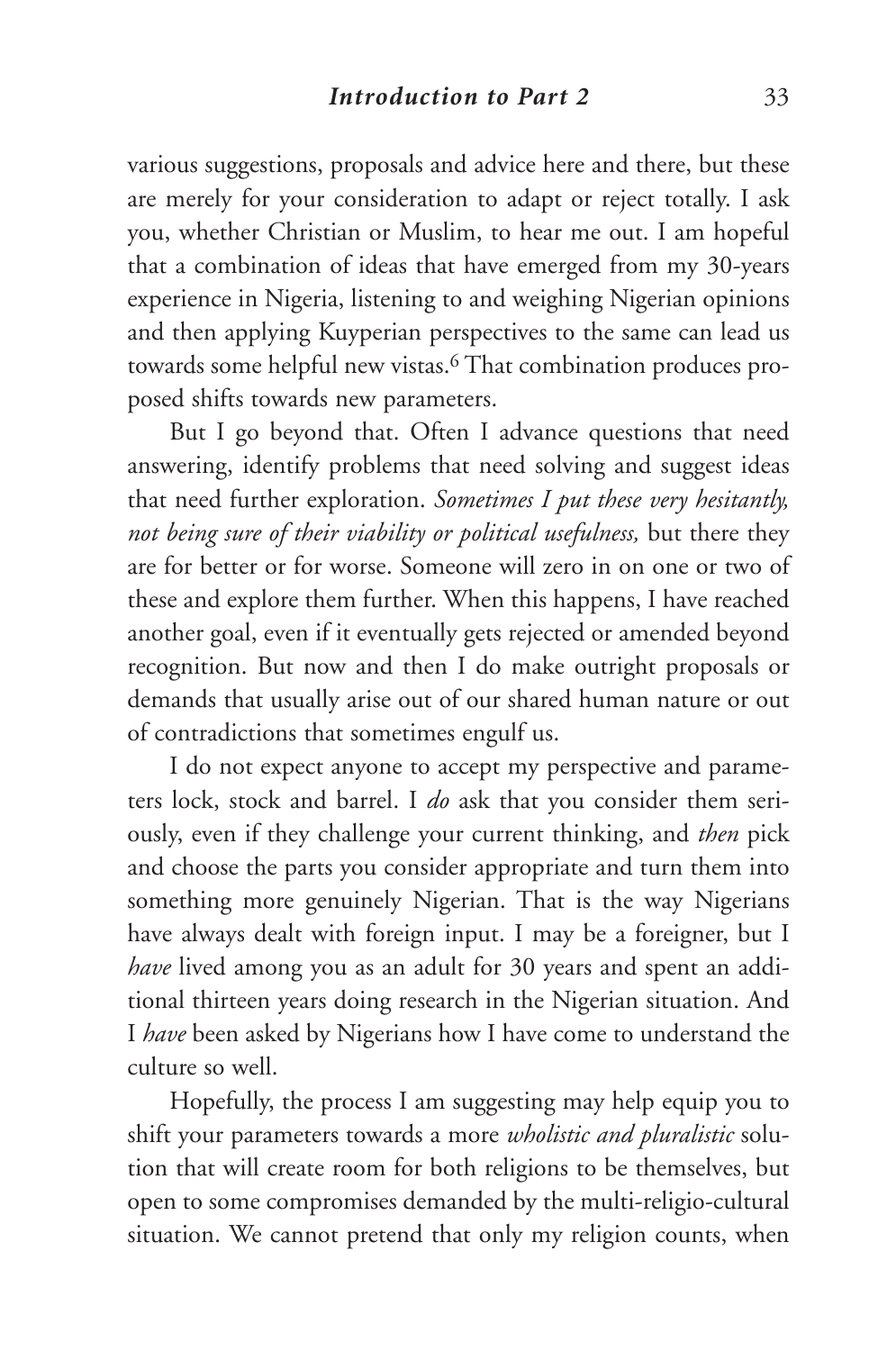various suggestions, proposals and advice here and there, but these are merely for your consideration to adapt or reject totally. I ask you, whether Christian or Muslim, to hear me out. I am hopeful that a combination of ideas that have emerged from my 30-years experience in Nigeria, listening to and weighing Nigerian opinions and then applying Kuyperian perspectives to the same can lead us towards some helpful new vistas.[6] That combination produces proposed shifts towards new parameters.

But I go beyond that. Often I advance questions that need answering, identify problems that need solving and suggest ideas that need further exploration. *Sometimes I put these very hesitantly, not being sure of their viability or political usefulness,* but there they are for better or for worse. Someone will zero in on one or two of these and explore them further. When this happens, I have reached another goal, even if it eventually gets rejected or amended beyond recognition. But now and then I do make outright proposals or demands that usually arise out of our shared human nature or out of contradictions that sometimes engulf us.

I do not expect anyone to accept my perspective and parameters lock, stock and barrel. I *do* ask that you consider them seriously, even if they challenge your current thinking, and *then* pick and choose the parts you consider appropriate and turn them into something more genuinely Nigerian. That is the way Nigerians have always dealt with foreign input. I may be a foreigner, but I *have* lived among you as an adult for 30 years and spent an additional thirteen years doing research in the Nigerian situation. And I *have* been asked by Nigerians how I have come to understand the culture so well.

Hopefully, the process I am suggesting may help equip you to shift your parameters towards a more *wholistic and pluralistic* solution that will create room for both religions to be themselves, but open to some compromises demanded by the multi-religio-cultural situation. We cannot pretend that only my religion counts, when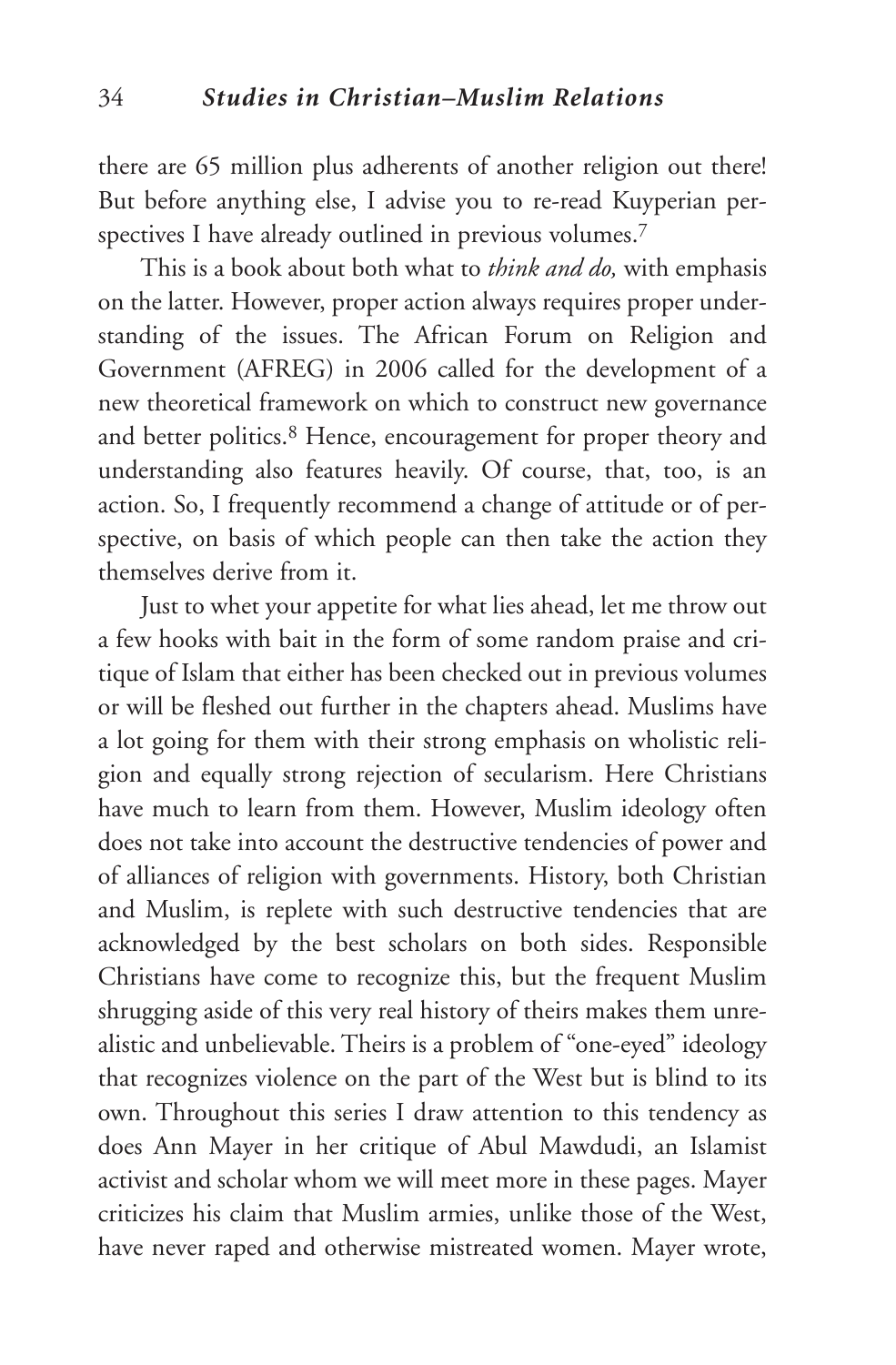there are 65 million plus adherents of another religion out there! But before anything else, I advise you to re-read Kuyperian perspectives I have already outlined in previous volumes.[7]

This is a book about both what to *think and do,* with emphasis on the latter. However, proper action always requires proper understanding of the issues. The African Forum on Religion and Government (AFREG) in 2006 called for the development of a new theoretical framework on which to construct new governance and better politics.[8] Hence, encouragement for proper theory and understanding also features heavily. Of course, that, too, is an action. So, I frequently recommend a change of attitude or of perspective, on basis of which people can then take the action they themselves derive from it.

Just to whet your appetite for what lies ahead, let me throw out a few hooks with bait in the form of some random praise and critique of Islam that either has been checked out in previous volumes or will be fleshed out further in the chapters ahead. Muslims have a lot going for them with their strong emphasis on wholistic religion and equally strong rejection of secularism. Here Christians have much to learn from them. However, Muslim ideology often does not take into account the destructive tendencies of power and of alliances of religion with governments. History, both Christian and Muslim, is replete with such destructive tendencies that are acknowledged by the best scholars on both sides. Responsible Christians have come to recognize this, but the frequent Muslim shrugging aside of this very real history of theirs makes them unrealistic and unbelievable. Theirs is a problem of "one-eyed" ideology that recognizes violence on the part of the West but is blind to its own. Throughout this series I draw attention to this tendency as does Ann Mayer in her critique of Abul Mawdudi, an Islamist activist and scholar whom we will meet more in these pages. Mayer criticizes his claim that Muslim armies, unlike those of the West, have never raped and otherwise mistreated women. Mayer wrote,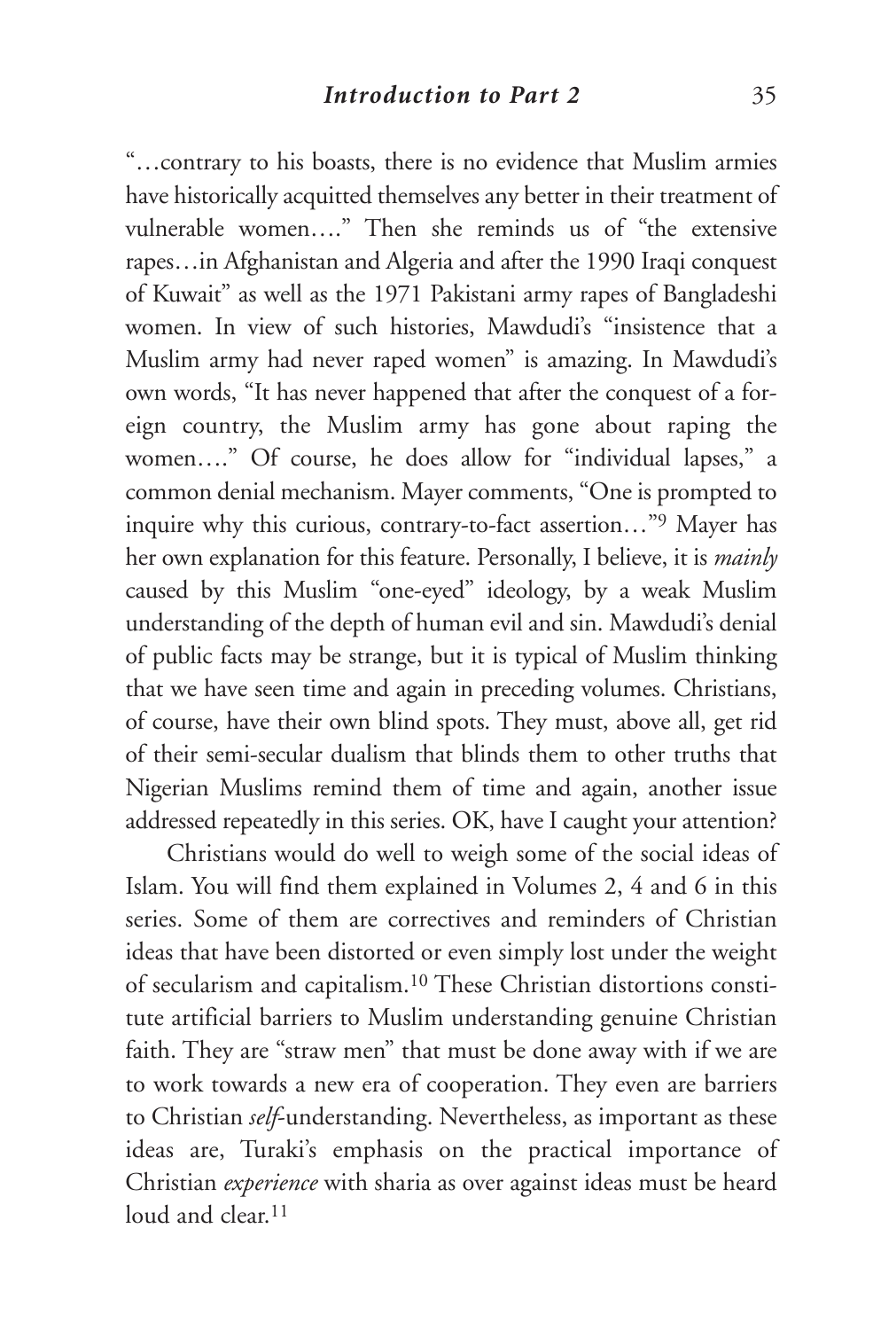"…contrary to his boasts, there is no evidence that Muslim armies have historically acquitted themselves any better in their treatment of vulnerable women…." Then she reminds us of "the extensive rapes…in Afghanistan and Algeria and after the 1990 Iraqi conquest of Kuwait" as well as the 1971 Pakistani army rapes of Bangladeshi women. In view of such histories, Mawdudi's "insistence that a Muslim army had never raped women" is amazing. In Mawdudi's own words, "It has never happened that after the conquest of a foreign country, the Muslim army has gone about raping the women…." Of course, he does allow for "individual lapses," a common denial mechanism. Mayer comments, "One is prompted to inquire why this curious, contrary-to-fact assertion…"[9] Mayer has her own explanation for this feature. Personally, I believe, it is *mainly* caused by this Muslim "one-eyed" ideology, by a weak Muslim understanding of the depth of human evil and sin. Mawdudi's denial of public facts may be strange, but it is typical of Muslim thinking that we have seen time and again in preceding volumes. Christians, of course, have their own blind spots. They must, above all, get rid of their semi-secular dualism that blinds them to other truths that Nigerian Muslims remind them of time and again, another issue addressed repeatedly in this series. OK, have I caught your attention?

Christians would do well to weigh some of the social ideas of Islam. You will find them explained in Volumes 2, 4 and 6 in this series. Some of them are correctives and reminders of Christian ideas that have been distorted or even simply lost under the weight of secularism and capitalism.[10] These Christian distortions constitute artificial barriers to Muslim understanding genuine Christian faith. They are "straw men" that must be done away with if we are to work towards a new era of cooperation. They even are barriers to Christian *self*-understanding. Nevertheless, as important as these ideas are, Turaki's emphasis on the practical importance of Christian *experience* with sharia as over against ideas must be heard loud and clear.[11]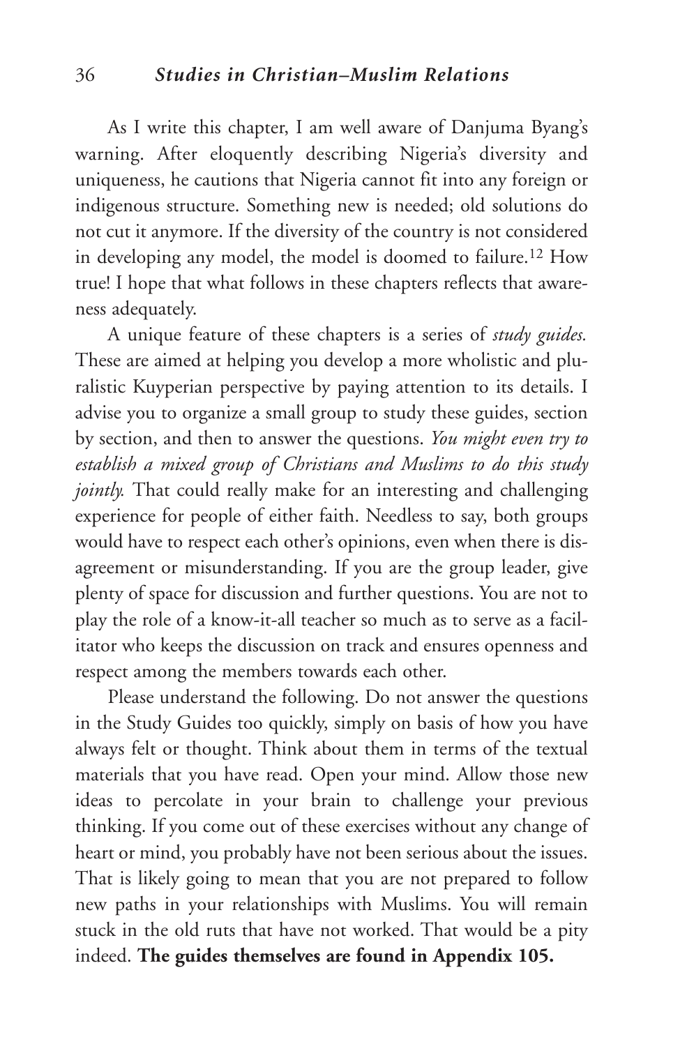As I write this chapter, I am well aware of Danjuma Byang's warning. After eloquently describing Nigeria's diversity and uniqueness, he cautions that Nigeria cannot fit into any foreign or indigenous structure. Something new is needed; old solutions do not cut it anymore. If the diversity of the country is not considered in developing any model, the model is doomed to failure.[12] How true! I hope that what follows in these chapters reflects that awareness adequately.

A unique feature of these chapters is a series of *study guides.* These are aimed at helping you develop a more wholistic and pluralistic Kuyperian perspective by paying attention to its details. I advise you to organize a small group to study these guides, section by section, and then to answer the questions. *You might even try to establish a mixed group of Christians and Muslims to do this study jointly.* That could really make for an interesting and challenging experience for people of either faith. Needless to say, both groups would have to respect each other's opinions, even when there is disagreement or misunderstanding. If you are the group leader, give plenty of space for discussion and further questions. You are not to play the role of a know-it-all teacher so much as to serve as a facilitator who keeps the discussion on track and ensures openness and respect among the members towards each other.

Please understand the following. Do not answer the questions in the Study Guides too quickly, simply on basis of how you have always felt or thought. Think about them in terms of the textual materials that you have read. Open your mind. Allow those new ideas to percolate in your brain to challenge your previous thinking. If you come out of these exercises without any change of heart or mind, you probably have not been serious about the issues. That is likely going to mean that you are not prepared to follow new paths in your relationships with Muslims. You will remain stuck in the old ruts that have not worked. That would be a pity indeed. **The guides themselves are found in Appendix 105.**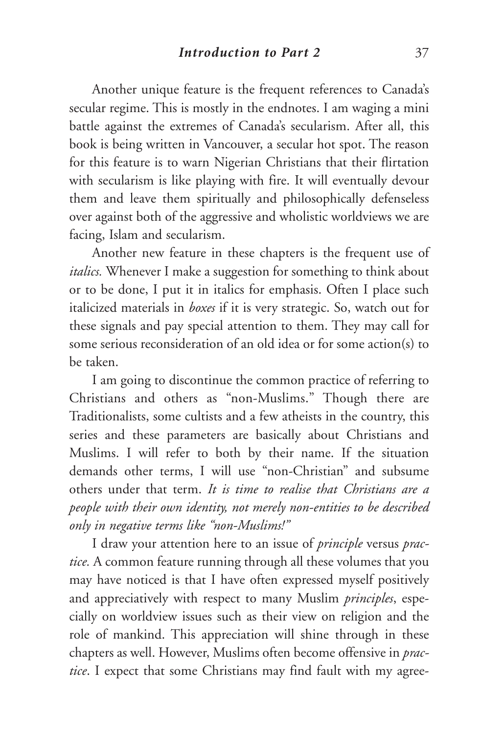Another unique feature is the frequent references to Canada's secular regime. This is mostly in the endnotes. I am waging a mini battle against the extremes of Canada's secularism. After all, this book is being written in Vancouver, a secular hot spot. The reason for this feature is to warn Nigerian Christians that their flirtation with secularism is like playing with fire. It will eventually devour them and leave them spiritually and philosophically defenseless over against both of the aggressive and wholistic worldviews we are facing, Islam and secularism.

Another new feature in these chapters is the frequent use of *italics.* Whenever I make a suggestion for something to think about or to be done, I put it in italics for emphasis. Often I place such italicized materials in *boxes* if it is very strategic. So, watch out for these signals and pay special attention to them. They may call for some serious reconsideration of an old idea or for some action(s) to be taken.

I am going to discontinue the common practice of referring to Christians and others as "non-Muslims." Though there are Traditionalists, some cultists and a few atheists in the country, this series and these parameters are basically about Christians and Muslims. I will refer to both by their name. If the situation demands other terms, I will use "non-Christian" and subsume others under that term. *It is time to realise that Christians are a people with their own identity, not merely non-entities to be described only in negative terms like "non-Muslims!"*

I draw your attention here to an issue of *principle* versus *practice.* A common feature running through all these volumes that you may have noticed is that I have often expressed myself positively and appreciatively with respect to many Muslim *principles*, especially on worldview issues such as their view on religion and the role of mankind. This appreciation will shine through in these chapters as well. However, Muslims often become offensive in *practice*. I expect that some Christians may find fault with my agree-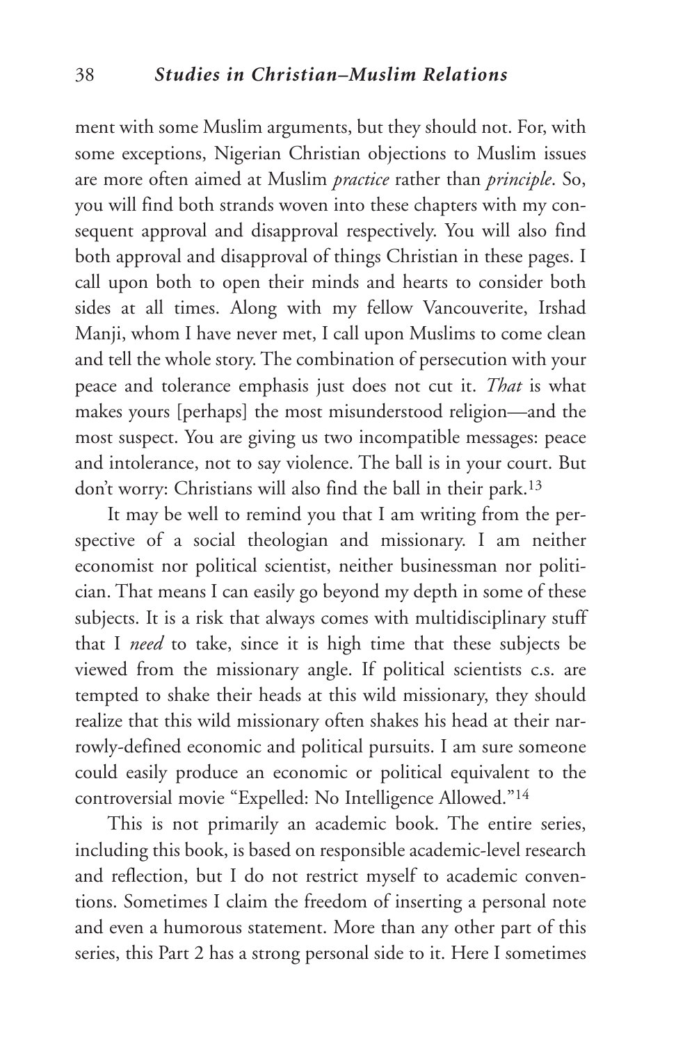ment with some Muslim arguments, but they should not. For, with some exceptions, Nigerian Christian objections to Muslim issues are more often aimed at Muslim *practice* rather than *principle*. So, you will find both strands woven into these chapters with my consequent approval and disapproval respectively. You will also find both approval and disapproval of things Christian in these pages. I call upon both to open their minds and hearts to consider both sides at all times. Along with my fellow Vancouverite, Irshad Manji, whom I have never met, I call upon Muslims to come clean and tell the whole story. The combination of persecution with your peace and tolerance emphasis just does not cut it. *That* is what makes yours [perhaps] the most misunderstood religion—and the most suspect. You are giving us two incompatible messages: peace and intolerance, not to say violence. The ball is in your court. But don't worry: Christians will also find the ball in their park.[13]

It may be well to remind you that I am writing from the perspective of a social theologian and missionary. I am neither economist nor political scientist, neither businessman nor politician. That means I can easily go beyond my depth in some of these subjects. It is a risk that always comes with multidisciplinary stuff that I *need* to take, since it is high time that these subjects be viewed from the missionary angle. If political scientists c.s. are tempted to shake their heads at this wild missionary, they should realize that this wild missionary often shakes his head at their narrowly-defined economic and political pursuits. I am sure someone could easily produce an economic or political equivalent to the controversial movie "Expelled: No Intelligence Allowed."[14]

This is not primarily an academic book. The entire series, including this book, is based on responsible academic-level research and reflection, but I do not restrict myself to academic conventions. Sometimes I claim the freedom of inserting a personal note and even a humorous statement. More than any other part of this series, this Part 2 has a strong personal side to it. Here I sometimes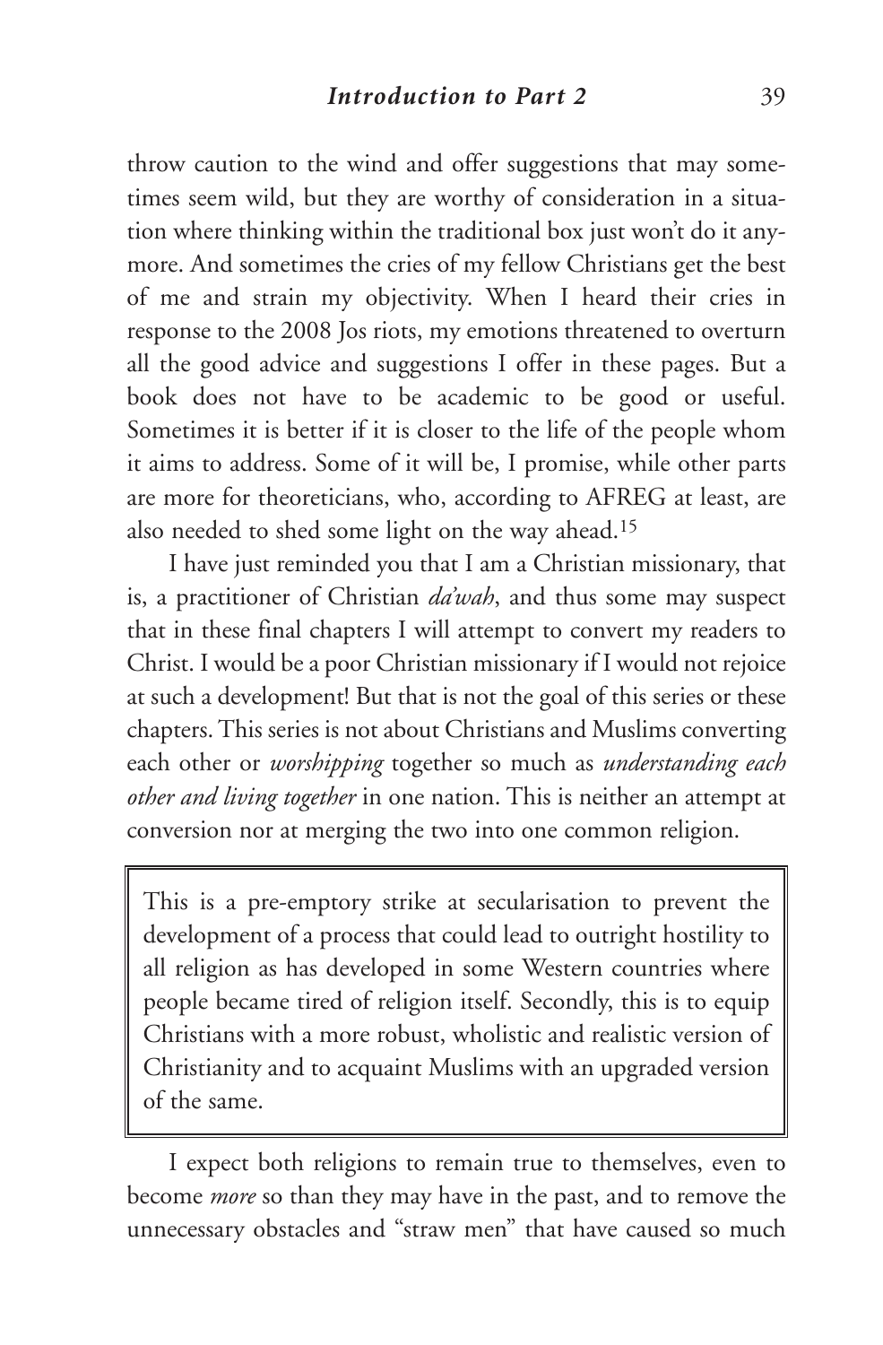throw caution to the wind and offer suggestions that may sometimes seem wild, but they are worthy of consideration in a situation where thinking within the traditional box just won't do it anymore. And sometimes the cries of my fellow Christians get the best of me and strain my objectivity. When I heard their cries in response to the 2008 Jos riots, my emotions threatened to overturn all the good advice and suggestions I offer in these pages. But a book does not have to be academic to be good or useful. Sometimes it is better if it is closer to the life of the people whom it aims to address. Some of it will be, I promise, while other parts are more for theoreticians, who, according to AFREG at least, are also needed to shed some light on the way ahead.[15]

I have just reminded you that I am a Christian missionary, that is, a practitioner of Christian *da'wah*, and thus some may suspect that in these final chapters I will attempt to convert my readers to Christ. I would be a poor Christian missionary if I would not rejoice at such a development! But that is not the goal of this series or these chapters. This series is not about Christians and Muslims converting each other or *worshipping* together so much as *understanding each other and living together* in one nation. This is neither an attempt at conversion nor at merging the two into one common religion.

> This is a pre-emptory strike at secularisation to prevent the development of a process that could lead to outright hostility to all religion as has developed in some Western countries where people became tired of religion itself. Secondly, this is to equip Christians with a more robust, wholistic and realistic version of Christianity and to acquaint Muslims with an upgraded version of the same.

I expect both religions to remain true to themselves, even to become *more* so than they may have in the past, and to remove the unnecessary obstacles and "straw men" that have caused so much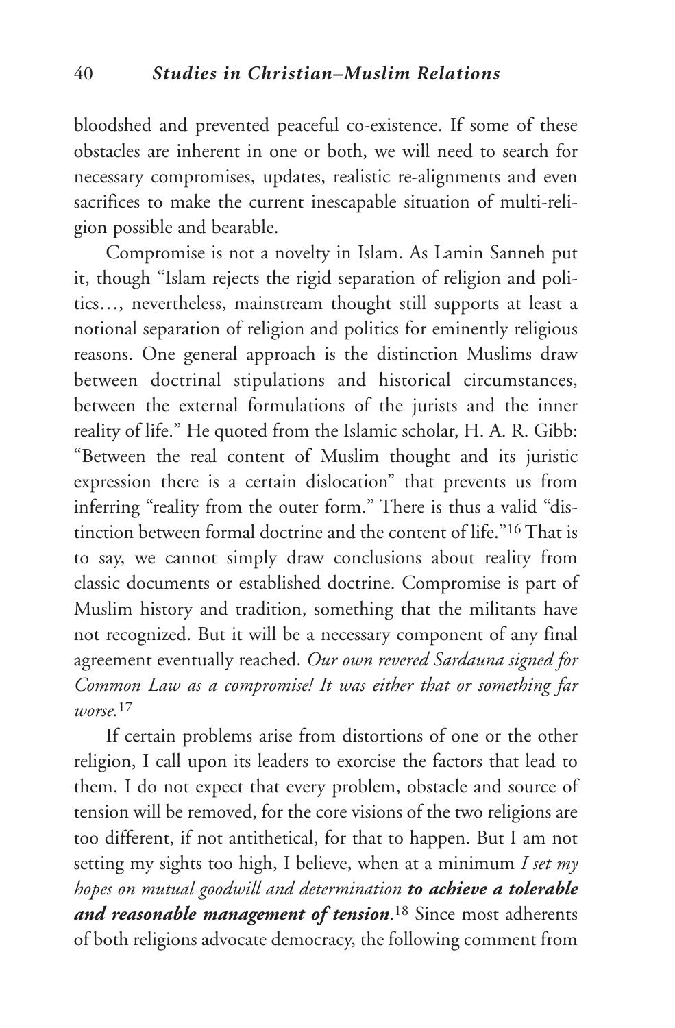bloodshed and prevented peaceful co-existence. If some of these obstacles are inherent in one or both, we will need to search for necessary compromises, updates, realistic re-alignments and even sacrifices to make the current inescapable situation of multi-religion possible and bearable.

Compromise is not a novelty in Islam. As Lamin Sanneh put it, though "Islam rejects the rigid separation of religion and politics…, nevertheless, mainstream thought still supports at least a notional separation of religion and politics for eminently religious reasons. One general approach is the distinction Muslims draw between doctrinal stipulations and historical circumstances, between the external formulations of the jurists and the inner reality of life." He quoted from the Islamic scholar, H. A. R. Gibb: "Between the real content of Muslim thought and its juristic expression there is a certain dislocation" that prevents us from inferring "reality from the outer form." There is thus a valid "distinction between formal doctrine and the content of life."[16] That is to say, we cannot simply draw conclusions about reality from classic documents or established doctrine. Compromise is part of Muslim history and tradition, something that the militants have not recognized. But it will be a necessary component of any final agreement eventually reached. *Our own revered Sardauna signed for Common Law as a compromise! It was either that or something far worse.*[17]

If certain problems arise from distortions of one or the other religion, I call upon its leaders to exorcise the factors that lead to them. I do not expect that every problem, obstacle and source of tension will be removed, for the core visions of the two religions are too different, if not antithetical, for that to happen. But I am not setting my sights too high, I believe, when at a minimum *I set my hopes on mutual goodwill and determination* ***to achieve a tolerable and reasonable management of tension***.[18] Since most adherents of both religions advocate democracy, the following comment from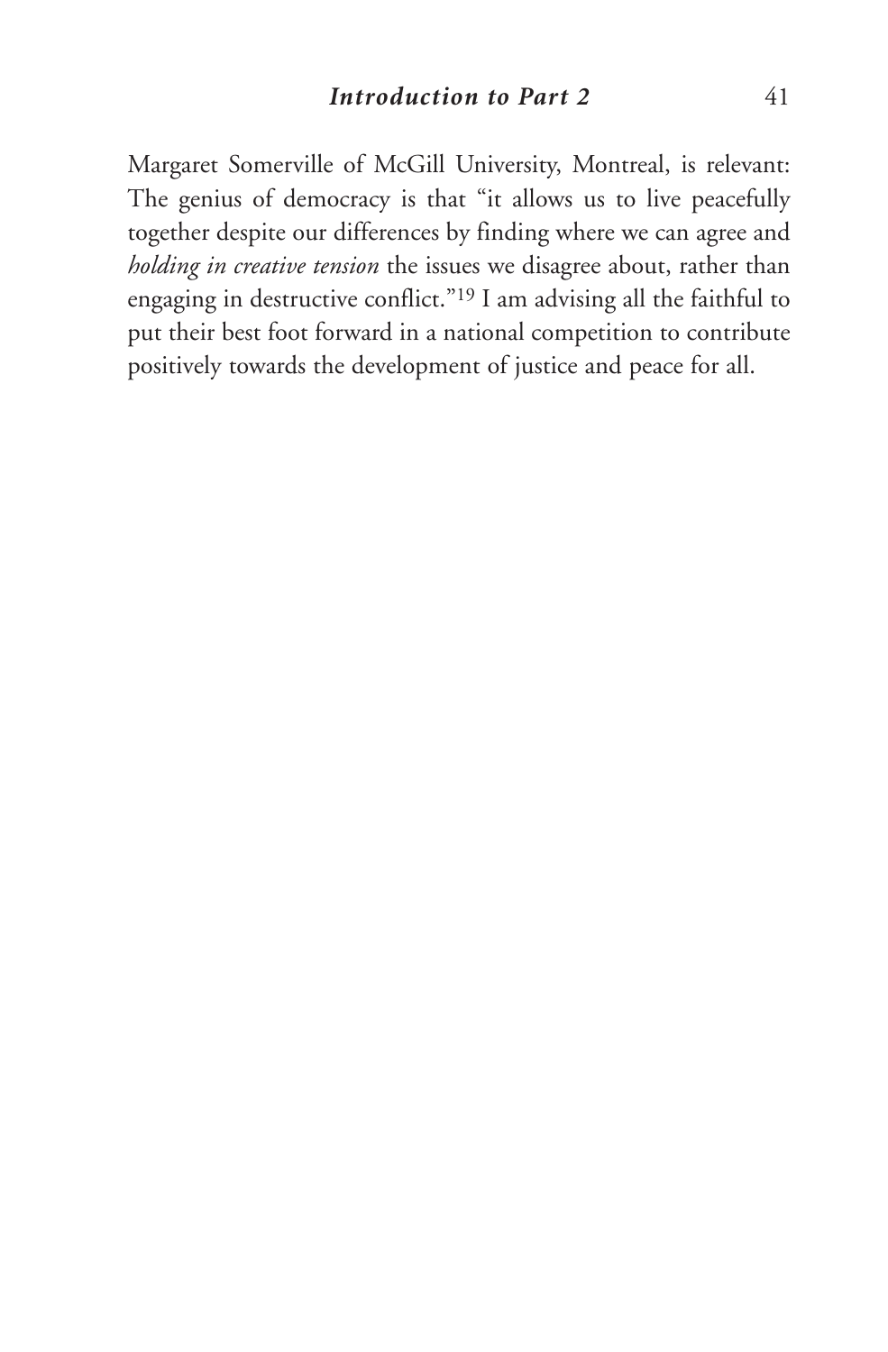Margaret Somerville of McGill University, Montreal, is relevant: The genius of democracy is that "it allows us to live peacefully together despite our differences by finding where we can agree and *holding in creative tension* the issues we disagree about, rather than engaging in destructive conflict."[19] I am advising all the faithful to put their best foot forward in a national competition to contribute positively towards the development of justice and peace for all.